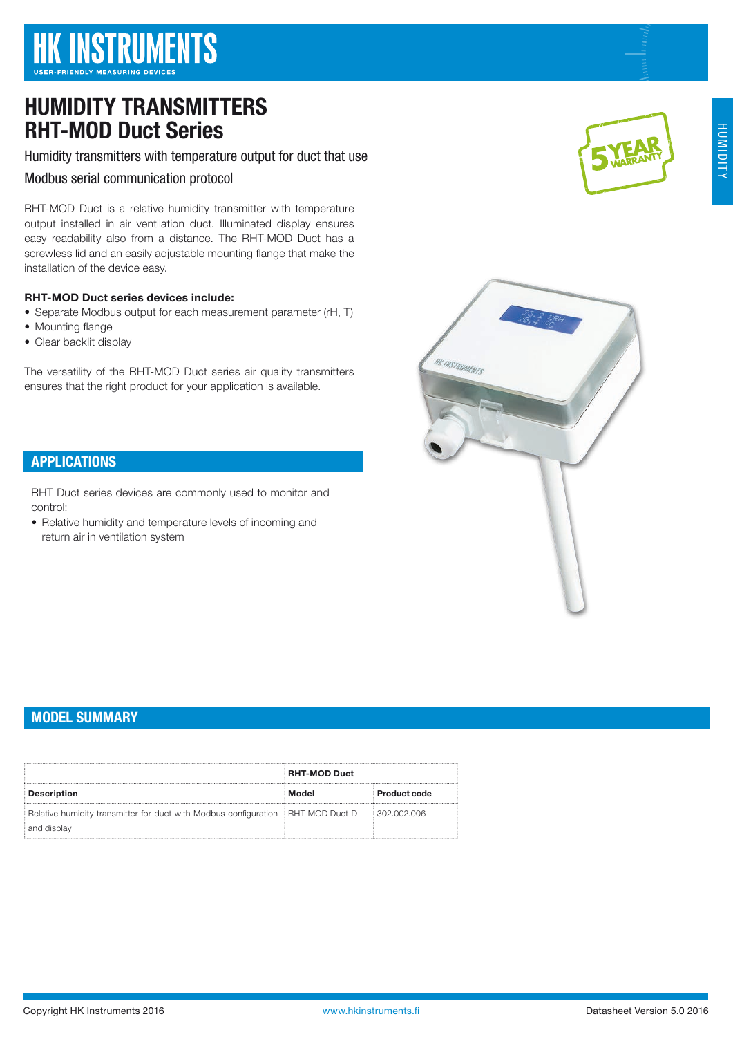# HK INSTRUMENTS

USER-FRIENDLY MEASURING DEVICES

# HUMIDITY TRANSMITTERS
# RHT-MOD Duct Series

Humidity transmitters with temperature output for duct that use Modbus serial communication protocol

RHT-MOD Duct is a relative humidity transmitter with temperature output installed in air ventilation duct. Illuminated display ensures easy readability also from a distance. The RHT-MOD Duct has a screwless lid and an easily adjustable mounting flange that make the installation of the device easy.

**RHT-MOD Duct series devices include:**

- Separate Modbus output for each measurement parameter (rH, T)
- Mounting flange
- Clear backlit display

The versatility of the RHT-MOD Duct series air quality transmitters ensures that the right product for your application is available.

## APPLICATIONS

RHT Duct series devices are commonly used to monitor and control:

- Relative humidity and temperature levels of incoming and return air in ventilation system

## MODEL SUMMARY

| | RHT-MOD Duct | |
|---|---|---|
| **Description** | **Model** | **Product code** |
| Relative humidity transmitter for duct with Modbus configuration and display | RHT-MOD Duct-D | 302.002.006 |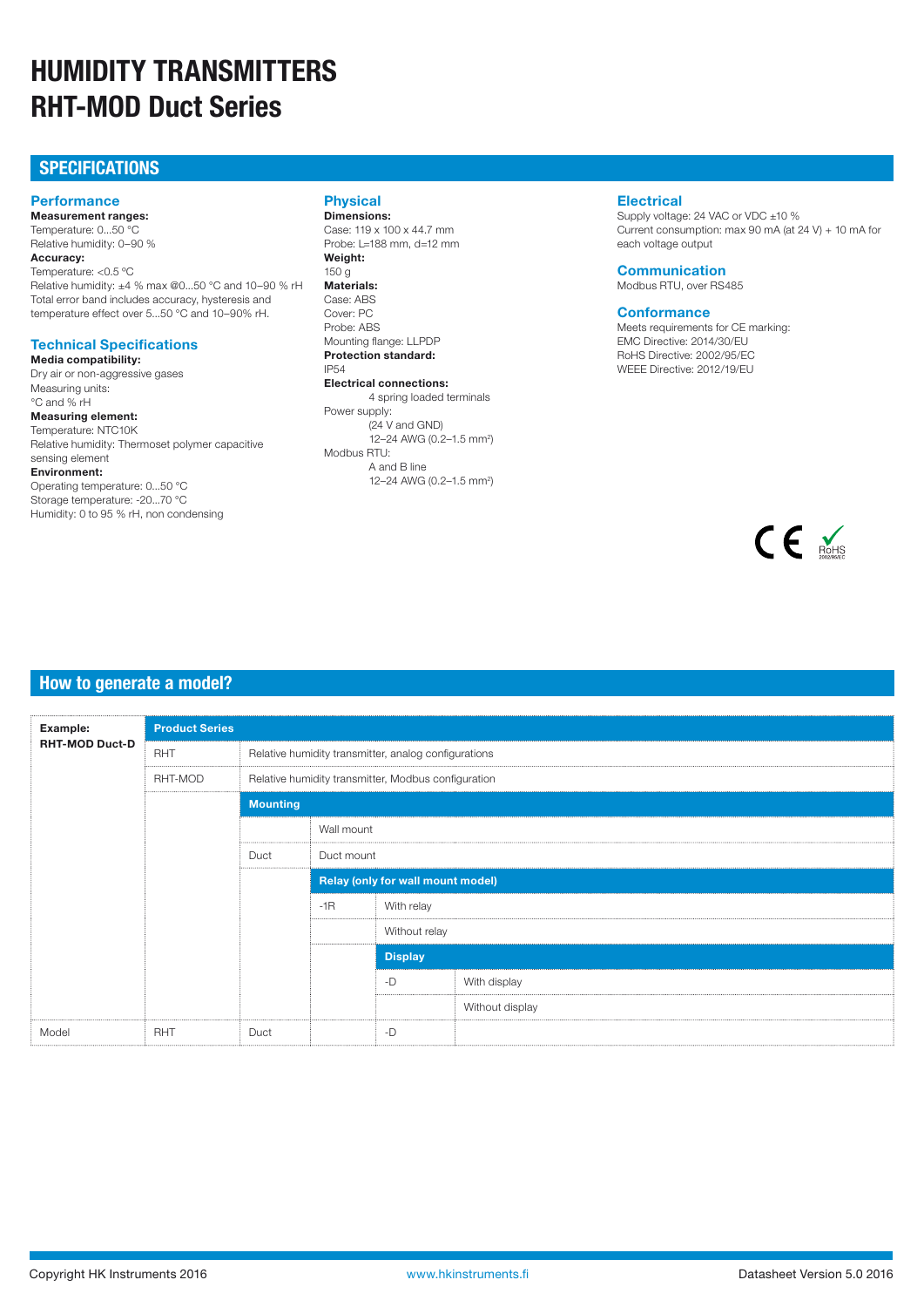// HUMIDITY TRANSMITTERS
# RHT-MOD Duct Series

## SPECIFICATIONS

### Performance

**Measurement ranges:**
Temperature: 0...50 °C
Relative humidity: 0–90 %

**Accuracy:**
Temperature: <0.5 °C
Relative humidity: ±4 % max @0...50 °C and 10–90 % rH
Total error band includes accuracy, hysteresis and temperature effect over 5...50 °C and 10–90% rH.

### Technical Specifications

**Media compatibility:**
Dry air or non-aggressive gases
Measuring units:
°C and % rH

**Measuring element:**
Temperature: NTC10K
Relative humidity: Thermoset polymer capacitive sensing element

**Environment:**
Operating temperature: 0...50 °C
Storage temperature: -20...70 °C
Humidity: 0 to 95 % rH, non condensing

### Physical

**Dimensions:**
Case: 119 x 100 x 44.7 mm
Probe: L=188 mm, d=12 mm

**Weight:**
150 g

**Materials:**
Case: ABS
Cover: PC
Probe: ABS
Mounting flange: LLPDP

**Protection standard:**
IP54

**Electrical connections:**
4 spring loaded terminals

Power supply:
(24 V and GND)
12–24 AWG (0.2–1.5 mm²)

Modbus RTU:
A and B line
12–24 AWG (0.2–1.5 mm²)

### Electrical

Supply voltage: 24 VAC or VDC ±10 %
Current consumption: max 90 mA (at 24 V) + 10 mA for each voltage output

### Communication

Modbus RTU, over RS485

### Conformance

Meets requirements for CE marking:
EMC Directive: 2014/30/EU
RoHS Directive: 2002/95/EC
WEEE Directive: 2012/19/EU

## How to generate a model?

| | | | | | |
|---|---|---|---|---|---|
| **Example: RHT-MOD Duct-D** | **Product Series** | | | | |
| | RHT | Relative humidity transmitter, analog configurations | | | |
| | RHT-MOD | Relative humidity transmitter, Modbus configuration | | | |
| | | **Mounting** | | | |
| | | | Wall mount | | |
| | | Duct | Duct mount | | |
| | | | **Relay (only for wall mount model)** | | |
| | | | -1R | With relay | |
| | | | | Without relay | |
| | | | | **Display** | |
| | | | | -D | With display |
| | | | | | Without display |
| Model | RHT | Duct | | -D | |